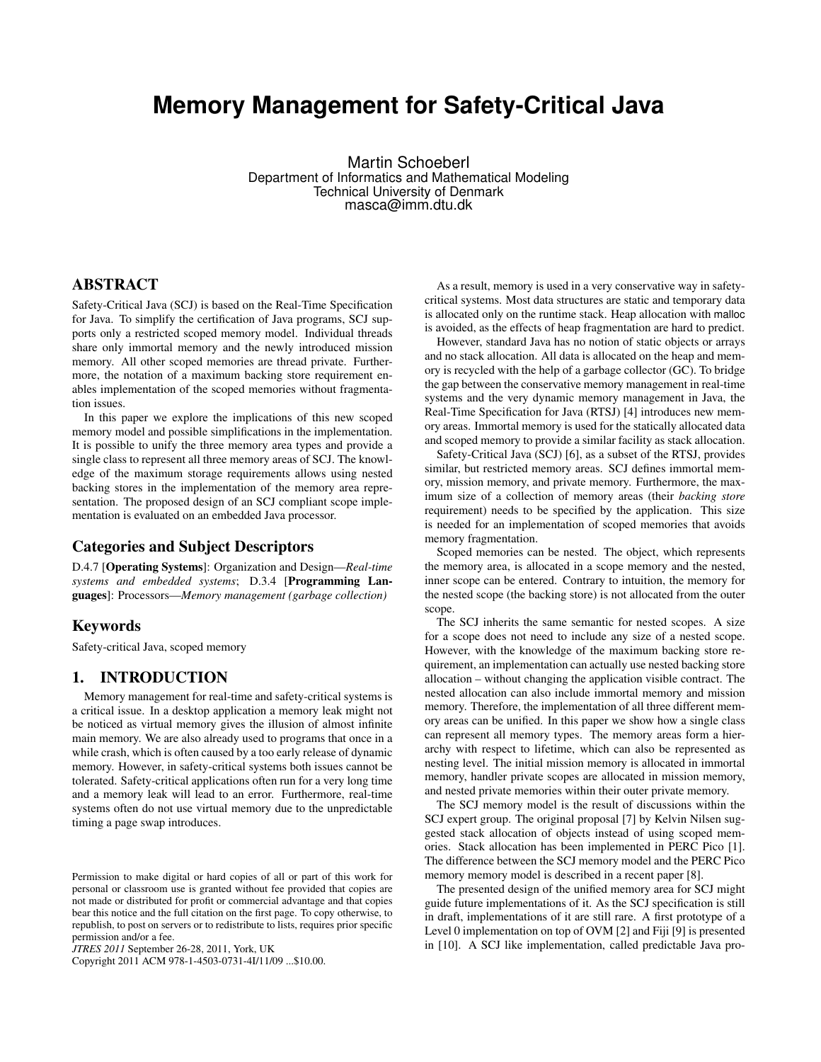# Memory Management for Safety-Critical Java

Martin Schoeberl
Department of Informatics and Mathematical Modeling
Technical University of Denmark
masca@imm.dtu.dk

## ABSTRACT

Safety-Critical Java (SCJ) is based on the Real-Time Specification for Java. To simplify the certification of Java programs, SCJ supports only a restricted scoped memory model. Individual threads share only immortal memory and the newly introduced mission memory. All other scoped memories are thread private. Furthermore, the notation of a maximum backing store requirement enables implementation of the scoped memories without fragmentation issues.

In this paper we explore the implications of this new scoped memory model and possible simplifications in the implementation. It is possible to unify the three memory area types and provide a single class to represent all three memory areas of SCJ. The knowledge of the maximum storage requirements allows using nested backing stores in the implementation of the memory area representation. The proposed design of an SCJ compliant scope implementation is evaluated on an embedded Java processor.

## Categories and Subject Descriptors

D.4.7 [**Operating Systems**]: Organization and Design—*Real-time systems and embedded systems*; D.3.4 [**Programming Languages**]: Processors—*Memory management (garbage collection)*

## Keywords

Safety-critical Java, scoped memory

## 1. INTRODUCTION

Memory management for real-time and safety-critical systems is a critical issue. In a desktop application a memory leak might not be noticed as virtual memory gives the illusion of almost infinite main memory. We are also already used to programs that once in a while crash, which is often caused by a too early release of dynamic memory. However, in safety-critical systems both issues cannot be tolerated. Safety-critical applications often run for a very long time and a memory leak will lead to an error. Furthermore, real-time systems often do not use virtual memory due to the unpredictable timing a page swap introduces.

As a result, memory is used in a very conservative way in safety-critical systems. Most data structures are static and temporary data is allocated only on the runtime stack. Heap allocation with malloc is avoided, as the effects of heap fragmentation are hard to predict.

However, standard Java has no notion of static objects or arrays and no stack allocation. All data is allocated on the heap and memory is recycled with the help of a garbage collector (GC). To bridge the gap between the conservative memory management in real-time systems and the very dynamic memory management in Java, the Real-Time Specification for Java (RTSJ) [4] introduces new memory areas. Immortal memory is used for the statically allocated data and scoped memory to provide a similar facility as stack allocation.

Safety-Critical Java (SCJ) [6], as a subset of the RTSJ, provides similar, but restricted memory areas. SCJ defines immortal memory, mission memory, and private memory. Furthermore, the maximum size of a collection of memory areas (their *backing store* requirement) needs to be specified by the application. This size is needed for an implementation of scoped memories that avoids memory fragmentation.

Scoped memories can be nested. The object, which represents the memory area, is allocated in a scope memory and the nested, inner scope can be entered. Contrary to intuition, the memory for the nested scope (the backing store) is not allocated from the outer scope.

The SCJ inherits the same semantic for nested scopes. A size for a scope does not need to include any size of a nested scope. However, with the knowledge of the maximum backing store requirement, an implementation can actually use nested backing store allocation – without changing the application visible contract. The nested allocation can also include immortal memory and mission memory. Therefore, the implementation of all three different memory areas can be unified. In this paper we show how a single class can represent all memory types. The memory areas form a hierarchy with respect to lifetime, which can also be represented as nesting level. The initial mission memory is allocated in immortal memory, handler private scopes are allocated in mission memory, and nested private memories within their outer private memory.

The SCJ memory model is the result of discussions within the SCJ expert group. The original proposal [7] by Kelvin Nilsen suggested stack allocation of objects instead of using scoped memories. Stack allocation has been implemented in PERC Pico [1]. The difference between the SCJ memory model and the PERC Pico memory memory model is described in a recent paper [8].

The presented design of the unified memory area for SCJ might guide future implementations of it. As the SCJ specification is still in draft, implementations of it are still rare. A first prototype of a Level 0 implementation on top of OVM [2] and Fiji [9] is presented in [10]. A SCJ like implementation, called predictable Java pro-

Permission to make digital or hard copies of all or part of this work for personal or classroom use is granted without fee provided that copies are not made or distributed for profit or commercial advantage and that copies bear this notice and the full citation on the first page. To copy otherwise, to republish, to post on servers or to redistribute to lists, requires prior specific permission and/or a fee.
*JTRES 2011* September 26-28, 2011, York, UK
Copyright 2011 ACM 978-1-4503-0731-4I/11/09 ...$10.00.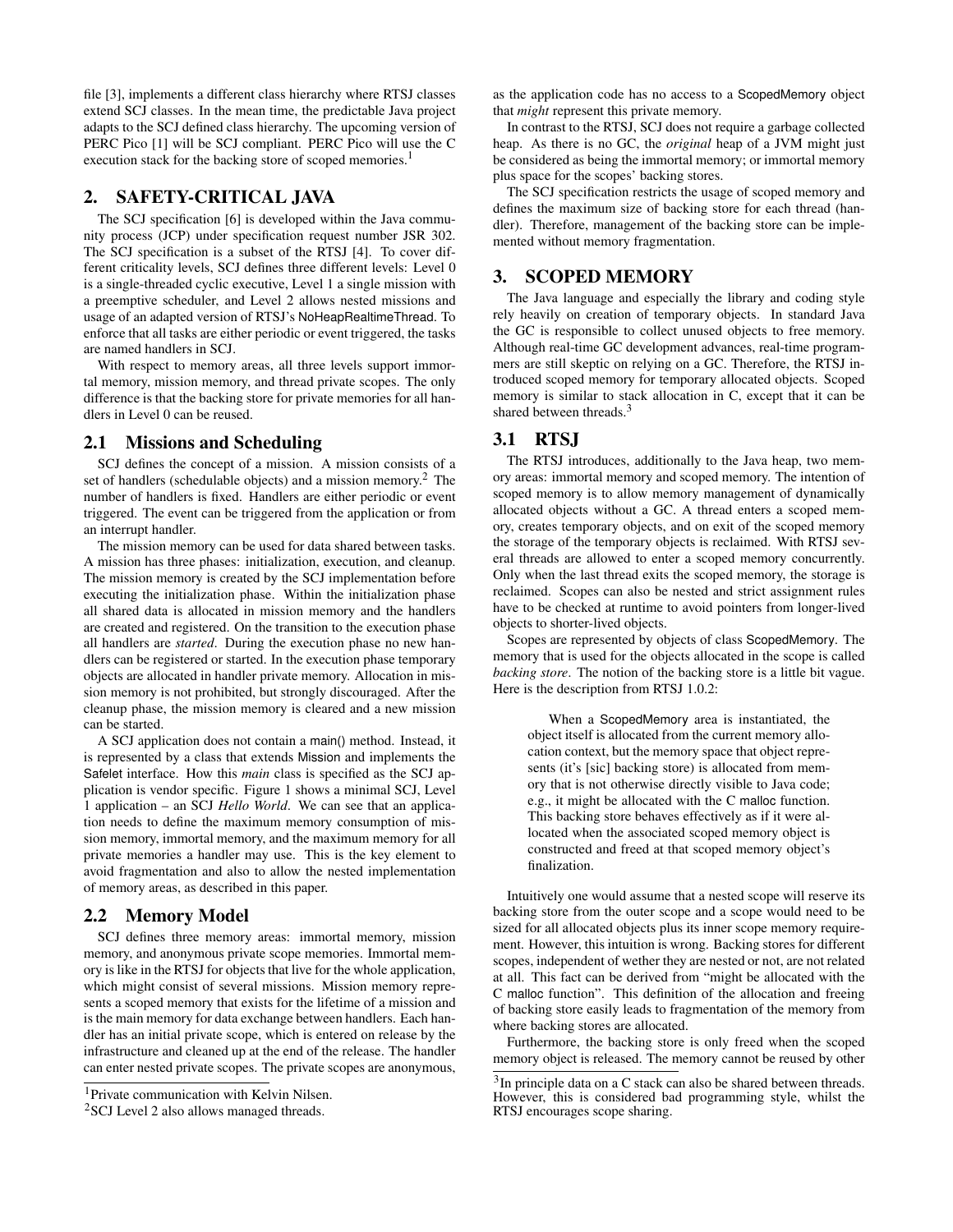file [3], implements a different class hierarchy where RTSJ classes extend SCJ classes. In the mean time, the predictable Java project adapts to the SCJ defined class hierarchy. The upcoming version of PERC Pico [1] will be SCJ compliant. PERC Pico will use the C execution stack for the backing store of scoped memories.[1]

## 2. SAFETY-CRITICAL JAVA

The SCJ specification [6] is developed within the Java community process (JCP) under specification request number JSR 302. The SCJ specification is a subset of the RTSJ [4]. To cover different criticality levels, SCJ defines three different levels: Level 0 is a single-threaded cyclic executive, Level 1 a single mission with a preemptive scheduler, and Level 2 allows nested missions and usage of an adapted version of RTSJ's NoHeapRealtimeThread. To enforce that all tasks are either periodic or event triggered, the tasks are named handlers in SCJ.

With respect to memory areas, all three levels support immortal memory, mission memory, and thread private scopes. The only difference is that the backing store for private memories for all handlers in Level 0 can be reused.

### 2.1 Missions and Scheduling

SCJ defines the concept of a mission. A mission consists of a set of handlers (schedulable objects) and a mission memory.[2] The number of handlers is fixed. Handlers are either periodic or event triggered. The event can be triggered from the application or from an interrupt handler.

The mission memory can be used for data shared between tasks. A mission has three phases: initialization, execution, and cleanup. The mission memory is created by the SCJ implementation before executing the initialization phase. Within the initialization phase all shared data is allocated in mission memory and the handlers are created and registered. On the transition to the execution phase all handlers are *started*. During the execution phase no new handlers can be registered or started. In the execution phase temporary objects are allocated in handler private memory. Allocation in mission memory is not prohibited, but strongly discouraged. After the cleanup phase, the mission memory is cleared and a new mission can be started.

A SCJ application does not contain a main() method. Instead, it is represented by a class that extends Mission and implements the Safelet interface. How this *main* class is specified as the SCJ application is vendor specific. Figure 1 shows a minimal SCJ, Level 1 application – an SCJ *Hello World*. We can see that an application needs to define the maximum memory consumption of mission memory, immortal memory, and the maximum memory for all private memories a handler may use. This is the key element to avoid fragmentation and also to allow the nested implementation of memory areas, as described in this paper.

### 2.2 Memory Model

SCJ defines three memory areas: immortal memory, mission memory, and anonymous private scope memories. Immortal memory is like in the RTSJ for objects that live for the whole application, which might consist of several missions. Mission memory represents a scoped memory that exists for the lifetime of a mission and is the main memory for data exchange between handlers. Each handler has an initial private scope, which is entered on release by the infrastructure and cleaned up at the end of the release. The handler can enter nested private scopes. The private scopes are anonymous, as the application code has no access to a ScopedMemory object that *might* represent this private memory.

In contrast to the RTSJ, SCJ does not require a garbage collected heap. As there is no GC, the *original* heap of a JVM might just be considered as being the immortal memory; or immortal memory plus space for the scopes' backing stores.

The SCJ specification restricts the usage of scoped memory and defines the maximum size of backing store for each thread (handler). Therefore, management of the backing store can be implemented without memory fragmentation.

## 3. SCOPED MEMORY

The Java language and especially the library and coding style rely heavily on creation of temporary objects. In standard Java the GC is responsible to collect unused objects to free memory. Although real-time GC development advances, real-time programmers are still skeptic on relying on a GC. Therefore, the RTSJ introduced scoped memory for temporary allocated objects. Scoped memory is similar to stack allocation in C, except that it can be shared between threads.[3]

### 3.1 RTSJ

The RTSJ introduces, additionally to the Java heap, two memory areas: immortal memory and scoped memory. The intention of scoped memory is to allow memory management of dynamically allocated objects without a GC. A thread enters a scoped memory, creates temporary objects, and on exit of the scoped memory the storage of the temporary objects is reclaimed. With RTSJ several threads are allowed to enter a scoped memory concurrently. Only when the last thread exits the scoped memory, the storage is reclaimed. Scopes can also be nested and strict assignment rules have to be checked at runtime to avoid pointers from longer-lived objects to shorter-lived objects.

Scopes are represented by objects of class ScopedMemory. The memory that is used for the objects allocated in the scope is called *backing store*. The notion of the backing store is a little bit vague. Here is the description from RTSJ 1.0.2:

> When a ScopedMemory area is instantiated, the object itself is allocated from the current memory allocation context, but the memory space that object represents (it's [sic] backing store) is allocated from memory that is not otherwise directly visible to Java code; e.g., it might be allocated with the C malloc function. This backing store behaves effectively as if it were allocated when the associated scoped memory object is constructed and freed at that scoped memory object's finalization.

Intuitively one would assume that a nested scope will reserve its backing store from the outer scope and a scope would need to be sized for all allocated objects plus its inner scope memory requirement. However, this intuition is wrong. Backing stores for different scopes, independent of wether they are nested or not, are not related at all. This fact can be derived from "might be allocated with the C malloc function". This definition of the allocation and freeing of backing store easily leads to fragmentation of the memory from where backing stores are allocated.

Furthermore, the backing store is only freed when the scoped memory object is released. The memory cannot be reused by other

[1] Private communication with Kelvin Nilsen.

[2] SCJ Level 2 also allows managed threads.

[3] In principle data on a C stack can also be shared between threads. However, this is considered bad programming style, whilst the RTSJ encourages scope sharing.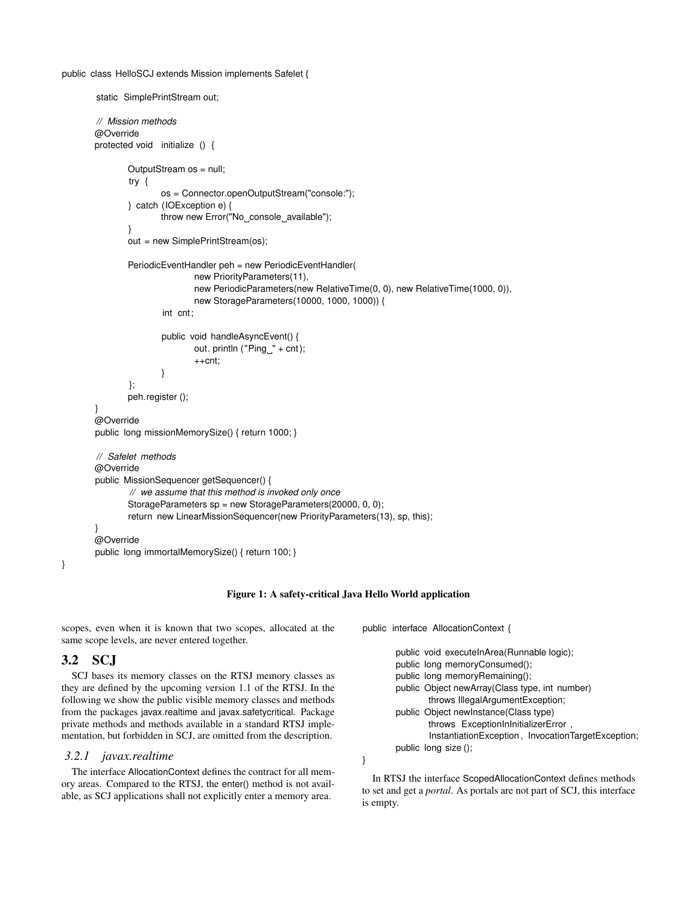```java
public class HelloSCJ extends Mission implements Safelet {

    static SimplePrintStream out;

    // Mission methods
    @Override
    protected void initialize () {

        OutputStream os = null;
        try {
            os = Connector.openOutputStream("console:");
        } catch (IOException e) {
            throw new Error("No console available");
        }
        out = new SimplePrintStream(os);

        PeriodicEventHandler peh = new PeriodicEventHandler(
                new PriorityParameters(11),
                new PeriodicParameters(new RelativeTime(0, 0), new RelativeTime(1000, 0)),
                new StorageParameters(10000, 1000, 1000)) {
            int cnt;

            public void handleAsyncEvent() {
                out.println ("Ping " + cnt);
                ++cnt;
            }
        };
        peh.register ();
    }
    @Override
    public long missionMemorySize() { return 1000; }

    // Safelet methods
    @Override
    public MissionSequencer getSequencer() {
        // we assume that this method is invoked only once
        StorageParameters sp = new StorageParameters(20000, 0, 0);
        return new LinearMissionSequencer(new PriorityParameters(13), sp, this);
    }
    @Override
    public long immortalMemorySize() { return 100; }
}
```

**Figure 1: A safety-critical Java Hello World application**

scopes, even when it is known that two scopes, allocated at the same scope levels, are never entered together.

## 3.2 SCJ

SCJ bases its memory classes on the RTSJ memory classes as they are defined by the upcoming version 1.1 of the RTSJ. In the following we show the public visible memory classes and methods from the packages javax.realtime and javax.safetycritical. Package private methods and methods available in a standard RTSJ implementation, but forbidden in SCJ, are omitted from the description.

### 3.2.1 *javax.realtime*

The interface AllocationContext defines the contract for all memory areas. Compared to the RTSJ, the enter() method is not available, as SCJ applications shall not explicitly enter a memory area.

```java
public interface AllocationContext {

    public void executeInArea(Runnable logic);
    public long memoryConsumed();
    public long memoryRemaining();
    public Object newArray(Class type, int number)
        throws IllegalArgumentException;
    public Object newInstance(Class type)
        throws ExceptionInInitializerError ,
        InstantiationException , InvocationTargetException;
    public long size ();
}
```

In RTSJ the interface ScopedAllocationContext defines methods to set and get a *portal*. As portals are not part of SCJ, this interface is empty.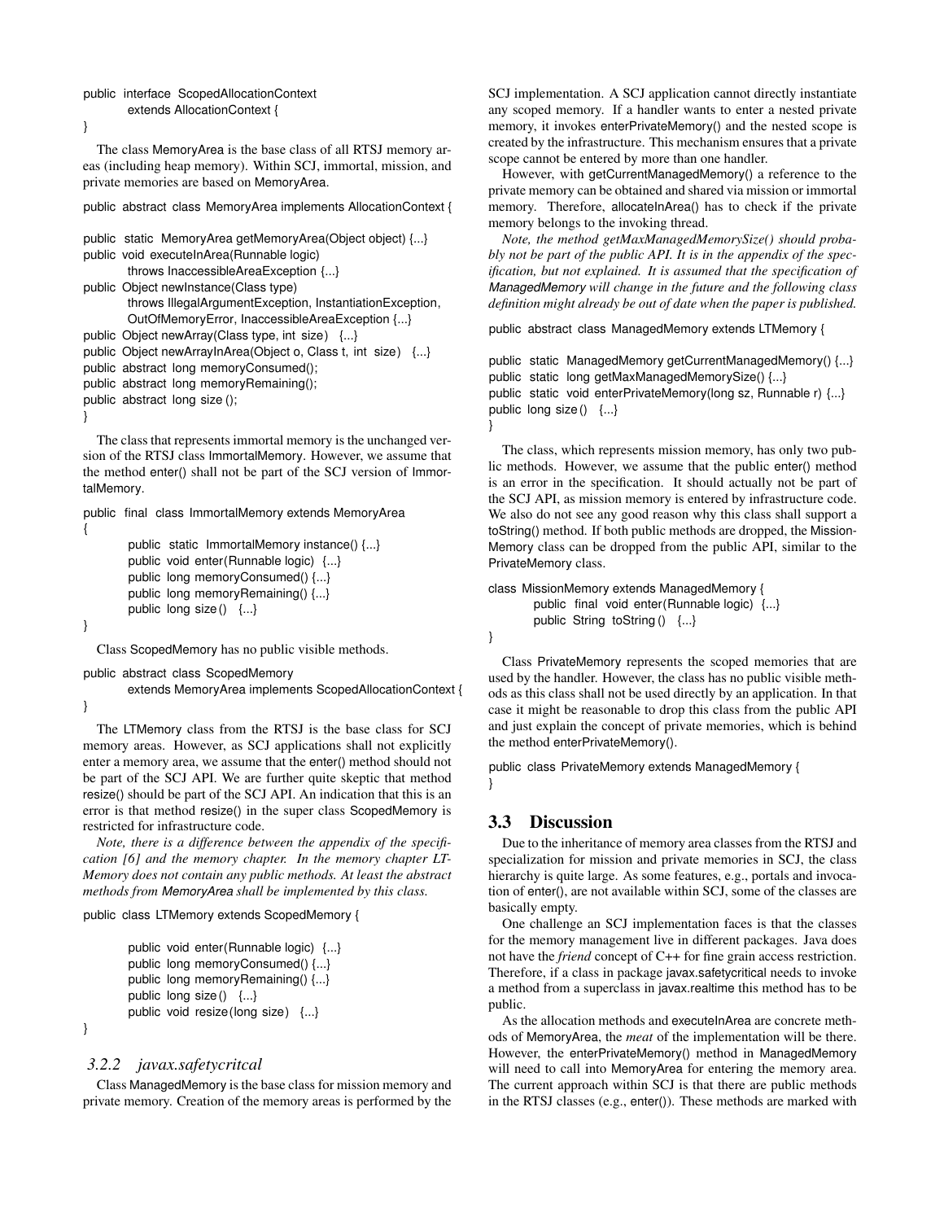```
public interface ScopedAllocationContext
        extends AllocationContext {
}
```

The class MemoryArea is the base class of all RTSJ memory areas (including heap memory). Within SCJ, immortal, mission, and private memories are based on MemoryArea.

```
public abstract class MemoryArea implements AllocationContext {

public static MemoryArea getMemoryArea(Object object) {...}
public void executeInArea(Runnable logic)
        throws InaccessibleAreaException {...}
public Object newInstance(Class type)
        throws IllegalArgumentException, InstantiationException,
        OutOfMemoryError, InaccessibleAreaException {...}
public Object newArray(Class type, int size) {...}
public Object newArrayInArea(Object o, Class t, int size) {...}
public abstract long memoryConsumed();
public abstract long memoryRemaining();
public abstract long size();
}
```

The class that represents immortal memory is the unchanged version of the RTSJ class ImmortalMemory. However, we assume that the method enter() shall not be part of the SCJ version of ImmortalMemory.

```
public final class ImmortalMemory extends MemoryArea
{
        public static ImmortalMemory instance() {...}
        public void enter(Runnable logic) {...}
        public long memoryConsumed() {...}
        public long memoryRemaining() {...}
        public long size() {...}
}
```

Class ScopedMemory has no public visible methods.

```
public abstract class ScopedMemory
        extends MemoryArea implements ScopedAllocationContext {
}
```

The LTMemory class from the RTSJ is the base class for SCJ memory areas. However, as SCJ applications shall not explicitly enter a memory area, we assume that the enter() method should not be part of the SCJ API. We are further quite skeptic that method resize() should be part of the SCJ API. An indication that this is an error is that method resize() in the super class ScopedMemory is restricted for infrastructure code.

*Note, there is a difference between the appendix of the specification [6] and the memory chapter. In the memory chapter LTMemory does not contain any public methods. At least the abstract methods from MemoryArea shall be implemented by this class.*

```
public class LTMemory extends ScopedMemory {

        public void enter(Runnable logic) {...}
        public long memoryConsumed() {...}
        public long memoryRemaining() {...}
        public long size() {...}
        public void resize(long size) {...}
}
```

### 3.2.2 javax.safetycritcal

Class ManagedMemory is the base class for mission memory and private memory. Creation of the memory areas is performed by the SCJ implementation. A SCJ application cannot directly instantiate any scoped memory. If a handler wants to enter a nested private memory, it invokes enterPrivateMemory() and the nested scope is created by the infrastructure. This mechanism ensures that a private scope cannot be entered by more than one handler.

However, with getCurrentManagedMemory() a reference to the private memory can be obtained and shared via mission or immortal memory. Therefore, allocateInArea() has to check if the private memory belongs to the invoking thread.

*Note, the method getMaxManagedMemorySize() should probably not be part of the public API. It is in the appendix of the specification, but not explained. It is assumed that the specification of ManagedMemory will change in the future and the following class definition might already be out of date when the paper is published.*

```
public abstract class ManagedMemory extends LTMemory {

public static ManagedMemory getCurrentManagedMemory() {...}
public static long getMaxManagedMemorySize() {...}
public static void enterPrivateMemory(long sz, Runnable r) {...}
public long size() {...}
}
```

The class, which represents mission memory, has only two public methods. However, we assume that the public enter() method is an error in the specification. It should actually not be part of the SCJ API, as mission memory is entered by infrastructure code. We also do not see any good reason why this class shall support a toString() method. If both public methods are dropped, the MissionMemory class can be dropped from the public API, similar to the PrivateMemory class.

```
class MissionMemory extends ManagedMemory {
        public final void enter(Runnable logic) {...}
        public String toString() {...}
}
```

Class PrivateMemory represents the scoped memories that are used by the handler. However, the class has no public visible methods as this class shall not be used directly by an application. In that case it might be reasonable to drop this class from the public API and just explain the concept of private memories, which is behind the method enterPrivateMemory().

```
public class PrivateMemory extends ManagedMemory {
}
```

## 3.3 Discussion

Due to the inheritance of memory area classes from the RTSJ and specialization for mission and private memories in SCJ, the class hierarchy is quite large. As some features, e.g., portals and invocation of enter(), are not available within SCJ, some of the classes are basically empty.

One challenge an SCJ implementation faces is that the classes for the memory management live in different packages. Java does not have the *friend* concept of C++ for fine grain access restriction. Therefore, if a class in package javax.safetycritical needs to invoke a method from a superclass in javax.realtime this method has to be public.

As the allocation methods and executeInArea are concrete methods of MemoryArea, the *meat* of the implementation will be there. However, the enterPrivateMemory() method in ManagedMemory will need to call into MemoryArea for entering the memory area. The current approach within SCJ is that there are public methods in the RTSJ classes (e.g., enter()). These methods are marked with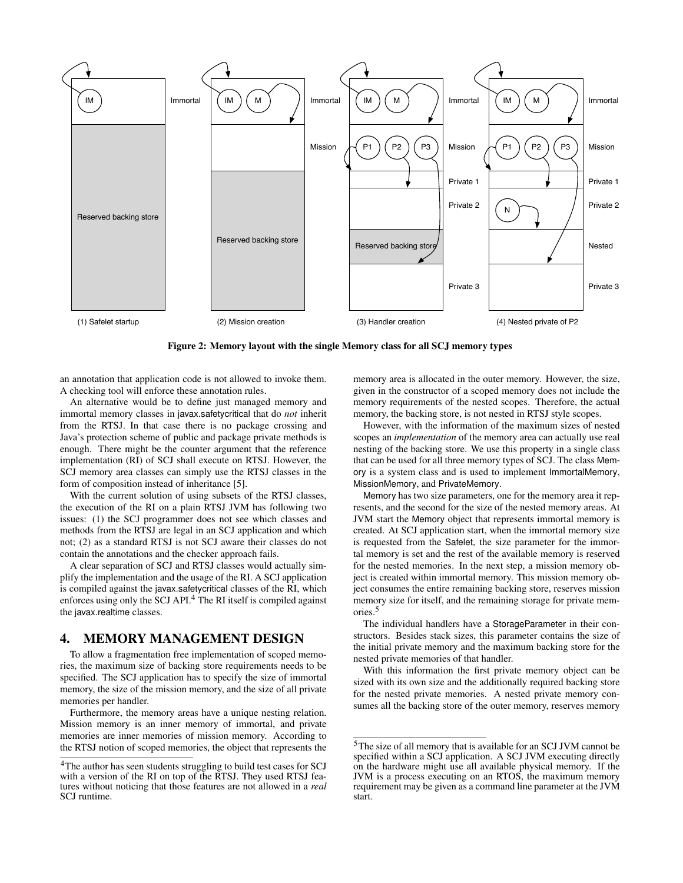IM

Immortal

Reserved backing store

(1) Safelet startup

IM M

Immortal

Mission

Reserved backing store

(2) Mission creation

IM M

Immortal

P1 P2 P3

Mission

Private 1

Private 2

Reserved backing store

Private 3

(3) Handler creation

IM M

Immortal

P1 P2 P3

Mission

Private 1

N

Private 2

Nested

Private 3

(4) Nested private of P2

**Figure 2: Memory layout with the single Memory class for all SCJ memory types**

an annotation that application code is not allowed to invoke them. A checking tool will enforce these annotation rules.

An alternative would be to define just managed memory and immortal memory classes in javax.safetycritical that do *not* inherit from the RTSJ. In that case there is no package crossing and Java's protection scheme of public and package private methods is enough. There might be the counter argument that the reference implementation (RI) of SCJ shall execute on RTSJ. However, the SCJ memory area classes can simply use the RTSJ classes in the form of composition instead of inheritance [5].

With the current solution of using subsets of the RTSJ classes, the execution of the RI on a plain RTSJ JVM has following two issues: (1) the SCJ programmer does not see which classes and methods from the RTSJ are legal in an SCJ application and which not; (2) as a standard RTSJ is not SCJ aware their classes do not contain the annotations and the checker approach fails.

A clear separation of SCJ and RTSJ classes would actually simplify the implementation and the usage of the RI. A SCJ application is compiled against the javax.safetycritical classes of the RI, which enforces using only the SCJ API.[4] The RI itself is compiled against the javax.realtime classes.

## 4. MEMORY MANAGEMENT DESIGN

To allow a fragmentation free implementation of scoped memories, the maximum size of backing store requirements needs to be specified. The SCJ application has to specify the size of immortal memory, the size of the mission memory, and the size of all private memories per handler.

Furthermore, the memory areas have a unique nesting relation. Mission memory is an inner memory of immortal, and private memories are inner memories of mission memory. According to the RTSJ notion of scoped memories, the object that represents the memory area is allocated in the outer memory. However, the size, given in the constructor of a scoped memory does not include the memory requirements of the nested scopes. Therefore, the actual memory, the backing store, is not nested in RTSJ style scopes.

However, with the information of the maximum sizes of nested scopes an *implementation* of the memory area can actually use real nesting of the backing store. We use this property in a single class that can be used for all three memory types of SCJ. The class Memory is a system class and is used to implement ImmortalMemory, MissionMemory, and PrivateMemory.

Memory has two size parameters, one for the memory area it represents, and the second for the size of the nested memory areas. At JVM start the Memory object that represents immortal memory is created. At SCJ application start, when the immortal memory size is requested from the Safelet, the size parameter for the immortal memory is set and the rest of the available memory is reserved for the nested memories. In the next step, a mission memory object is created within immortal memory. This mission memory object consumes the entire remaining backing store, reserves mission memory size for itself, and the remaining storage for private memories.[5]

The individual handlers have a StorageParameter in their constructors. Besides stack sizes, this parameter contains the size of the initial private memory and the maximum backing store for the nested private memories of that handler.

With this information the first private memory object can be sized with its own size and the additionally required backing store for the nested private memories. A nested private memory consumes all the backing store of the outer memory, reserves memory

[4]The author has seen students struggling to build test cases for SCJ with a version of the RI on top of the RTSJ. They used RTSJ features without noticing that those features are not allowed in a *real* SCJ runtime.

[5]The size of all memory that is available for an SCJ JVM cannot be specified within a SCJ application. A SCJ JVM executing directly on the hardware might use all available physical memory. If the JVM is a process executing on an RTOS, the maximum memory requirement may be given as a command line parameter at the JVM start.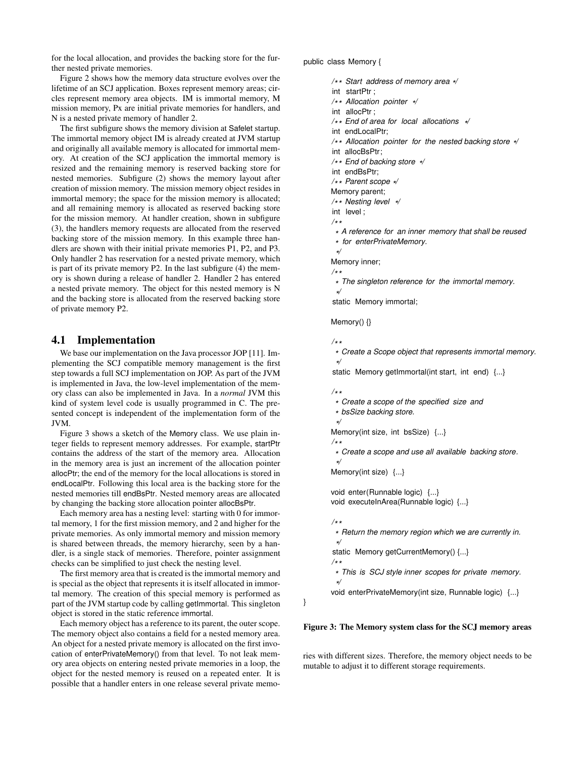for the local allocation, and provides the backing store for the further nested private memories.

Figure 2 shows how the memory data structure evolves over the lifetime of an SCJ application. Boxes represent memory areas; circles represent memory area objects. IM is immortal memory, M mission memory, Px are initial private memories for handlers, and N is a nested private memory of handler 2.

The first subfigure shows the memory division at Safelet startup. The immortal memory object IM is already created at JVM startup and originally all available memory is allocated for immortal memory. At creation of the SCJ application the immortal memory is resized and the remaining memory is reserved backing store for nested memories. Subfigure (2) shows the memory layout after creation of mission memory. The mission memory object resides in immortal memory; the space for the mission memory is allocated; and all remaining memory is allocated as reserved backing store for the mission memory. At handler creation, shown in subfigure (3), the handlers memory requests are allocated from the reserved backing store of the mission memory. In this example three handlers are shown with their initial private memories P1, P2, and P3. Only handler 2 has reservation for a nested private memory, which is part of its private memory P2. In the last subfigure (4) the memory is shown during a release of handler 2. Handler 2 has entered a nested private memory. The object for this nested memory is N and the backing store is allocated from the reserved backing store of private memory P2.

## 4.1 Implementation

We base our implementation on the Java processor JOP [11]. Implementing the SCJ compatible memory management is the first step towards a full SCJ implementation on JOP. As part of the JVM is implemented in Java, the low-level implementation of the memory class can also be implemented in Java. In a *normal* JVM this kind of system level code is usually programmed in C. The presented concept is independent of the implementation form of the JVM.

Figure 3 shows a sketch of the Memory class. We use plain integer fields to represent memory addresses. For example, startPtr contains the address of the start of the memory area. Allocation in the memory area is just an increment of the allocation pointer allocPtr; the end of the memory for the local allocations is stored in endLocalPtr. Following this local area is the backing store for the nested memories till endBsPtr. Nested memory areas are allocated by changing the backing store allocation pointer allocBsPtr.

Each memory area has a nesting level: starting with 0 for immortal memory, 1 for the first mission memory, and 2 and higher for the private memories. As only immortal memory and mission memory is shared between threads, the memory hierarchy, seen by a handler, is a single stack of memories. Therefore, pointer assignment checks can be simplified to just check the nesting level.

The first memory area that is created is the immortal memory and is special as the object that represents it is itself allocated in immortal memory. The creation of this special memory is performed as part of the JVM startup code by calling getImmortal. This singleton object is stored in the static reference immortal.

Each memory object has a reference to its parent, the outer scope. The memory object also contains a field for a nested memory area. An object for a nested private memory is allocated on the first invocation of enterPrivateMemory() from that level. To not leak memory area objects on entering nested private memories in a loop, the object for the nested memory is reused on a repeated enter. It is possible that a handler enters in one release several private memories with different sizes. Therefore, the memory object needs to be mutable to adjust it to different storage requirements.

```
public class Memory {

    /** Start address of memory area */
    int startPtr;
    /** Allocation pointer */
    int allocPtr;
    /** End of area for local allocations */
    int endLocalPtr;
    /** Allocation pointer for the nested backing store */
    int allocBsPtr;
    /** End of backing store */
    int endBsPtr;
    /** Parent scope */
    Memory parent;
    /** Nesting level */
    int level;
    /**
     * A reference for an inner memory that shall be reused
     * for enterPrivateMemory.
     */
    Memory inner;
    /**
     * The singleton reference for the immortal memory.
     */
    static Memory immortal;

    Memory() {}

    /**
     * Create a Scope object that represents immortal memory.
     */
    static Memory getImmortal(int start, int end) {...}

    /**
     * Create a scope of the specified size and
     * bsSize backing store.
     */
    Memory(int size, int bsSize) {...}
    /**
     * Create a scope and use all available backing store.
     */
    Memory(int size) {...}

    void enter(Runnable logic) {...}
    void executeInArea(Runnable logic) {...}

    /**
     * Return the memory region which we are currently in.
     */
    static Memory getCurrentMemory() {...}
    /**
     * This is SCJ style inner scopes for private memory.
     */
    void enterPrivateMemory(int size, Runnable logic) {...}
}
```

**Figure 3: The Memory system class for the SCJ memory areas**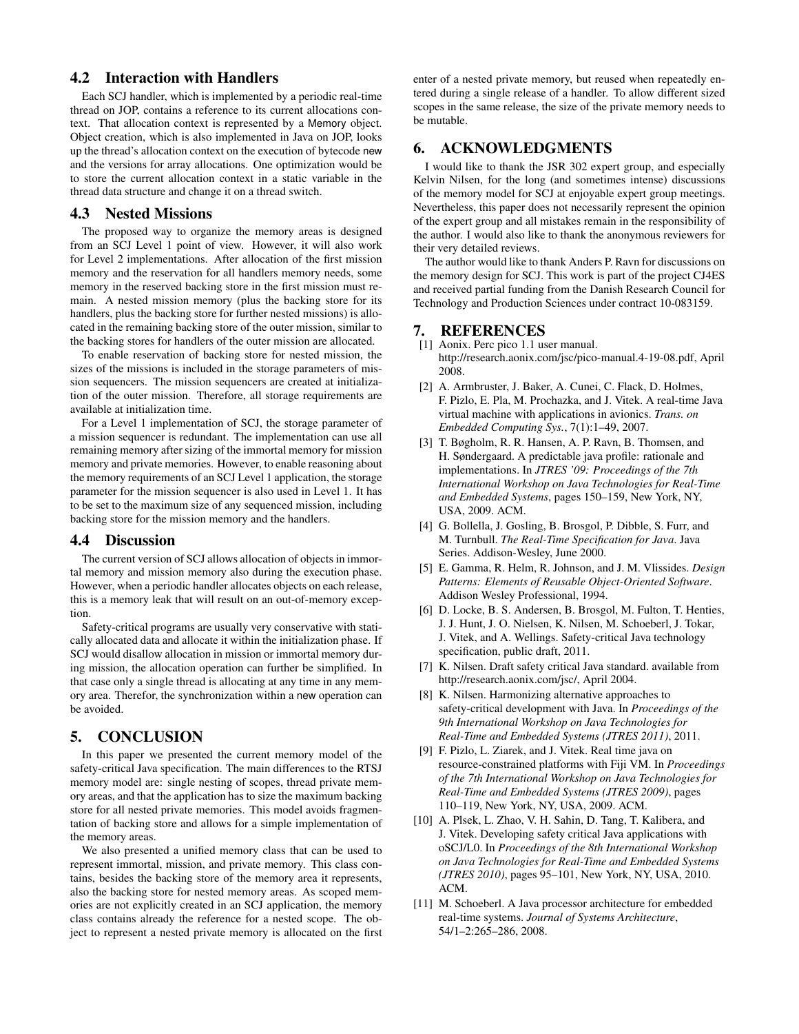### 4.2 Interaction with Handlers

Each SCJ handler, which is implemented by a periodic real-time thread on JOP, contains a reference to its current allocations context. That allocation context is represented by a Memory object. Object creation, which is also implemented in Java on JOP, looks up the thread's allocation context on the execution of bytecode new and the versions for array allocations. One optimization would be to store the current allocation context in a static variable in the thread data structure and change it on a thread switch.

### 4.3 Nested Missions

The proposed way to organize the memory areas is designed from an SCJ Level 1 point of view. However, it will also work for Level 2 implementations. After allocation of the first mission memory and the reservation for all handlers memory needs, some memory in the reserved backing store in the first mission must remain. A nested mission memory (plus the backing store for its handlers, plus the backing store for further nested missions) is allocated in the remaining backing store of the outer mission, similar to the backing stores for handlers of the outer mission are allocated.

To enable reservation of backing store for nested mission, the sizes of the missions is included in the storage parameters of mission sequencers. The mission sequencers are created at initialization of the outer mission. Therefore, all storage requirements are available at initialization time.

For a Level 1 implementation of SCJ, the storage parameter of a mission sequencer is redundant. The implementation can use all remaining memory after sizing of the immortal memory for mission memory and private memories. However, to enable reasoning about the memory requirements of an SCJ Level 1 application, the storage parameter for the mission sequencer is also used in Level 1. It has to be set to the maximum size of any sequenced mission, including backing store for the mission memory and the handlers.

### 4.4 Discussion

The current version of SCJ allows allocation of objects in immortal memory and mission memory also during the execution phase. However, when a periodic handler allocates objects on each release, this is a memory leak that will result on an out-of-memory exception.

Safety-critical programs are usually very conservative with statically allocated data and allocate it within the initialization phase. If SCJ would disallow allocation in mission or immortal memory during mission, the allocation operation can further be simplified. In that case only a single thread is allocating at any time in any memory area. Therefor, the synchronization within a new operation can be avoided.

## 5. CONCLUSION

In this paper we presented the current memory model of the safety-critical Java specification. The main differences to the RTSJ memory model are: single nesting of scopes, thread private memory areas, and that the application has to size the maximum backing store for all nested private memories. This model avoids fragmentation of backing store and allows for a simple implementation of the memory areas.

We also presented a unified memory class that can be used to represent immortal, mission, and private memory. This class contains, besides the backing store of the memory area it represents, also the backing store for nested memory areas. As scoped memories are not explicitly created in an SCJ application, the memory class contains already the reference for a nested scope. The object to represent a nested private memory is allocated on the first enter of a nested private memory, but reused when repeatedly entered during a single release of a handler. To allow different sized scopes in the same release, the size of the private memory needs to be mutable.

## 6. ACKNOWLEDGMENTS

I would like to thank the JSR 302 expert group, and especially Kelvin Nilsen, for the long (and sometimes intense) discussions of the memory model for SCJ at enjoyable expert group meetings. Nevertheless, this paper does not necessarily represent the opinion of the expert group and all mistakes remain in the responsibility of the author. I would also like to thank the anonymous reviewers for their very detailed reviews.

The author would like to thank Anders P. Ravn for discussions on the memory design for SCJ. This work is part of the project CJ4ES and received partial funding from the Danish Research Council for Technology and Production Sciences under contract 10-083159.

## 7. REFERENCES

[1] Aonix. Perc pico 1.1 user manual. http://research.aonix.com/jsc/pico-manual.4-19-08.pdf, April 2008.

[2] A. Armbruster, J. Baker, A. Cunei, C. Flack, D. Holmes, F. Pizlo, E. Pla, M. Prochazka, and J. Vitek. A real-time Java virtual machine with applications in avionics. *Trans. on Embedded Computing Sys.*, 7(1):1–49, 2007.

[3] T. Bøgholm, R. R. Hansen, A. P. Ravn, B. Thomsen, and H. Søndergaard. A predictable java profile: rationale and implementations. In *JTRES '09: Proceedings of the 7th International Workshop on Java Technologies for Real-Time and Embedded Systems*, pages 150–159, New York, NY, USA, 2009. ACM.

[4] G. Bollella, J. Gosling, B. Brosgol, P. Dibble, S. Furr, and M. Turnbull. *The Real-Time Specification for Java*. Java Series. Addison-Wesley, June 2000.

[5] E. Gamma, R. Helm, R. Johnson, and J. M. Vlissides. *Design Patterns: Elements of Reusable Object-Oriented Software*. Addison Wesley Professional, 1994.

[6] D. Locke, B. S. Andersen, B. Brosgol, M. Fulton, T. Henties, J. J. Hunt, J. O. Nielsen, K. Nilsen, M. Schoeberl, J. Tokar, J. Vitek, and A. Wellings. Safety-critical Java technology specification, public draft, 2011.

[7] K. Nilsen. Draft safety critical Java standard. available from http://research.aonix.com/jsc/, April 2004.

[8] K. Nilsen. Harmonizing alternative approaches to safety-critical development with Java. In *Proceedings of the 9th International Workshop on Java Technologies for Real-Time and Embedded Systems (JTRES 2011)*, 2011.

[9] F. Pizlo, L. Ziarek, and J. Vitek. Real time java on resource-constrained platforms with Fiji VM. In *Proceedings of the 7th International Workshop on Java Technologies for Real-Time and Embedded Systems (JTRES 2009)*, pages 110–119, New York, NY, USA, 2009. ACM.

[10] A. Plsek, L. Zhao, V. H. Sahin, D. Tang, T. Kalibera, and J. Vitek. Developing safety critical Java applications with oSCJ/L0. In *Proceedings of the 8th International Workshop on Java Technologies for Real-Time and Embedded Systems (JTRES 2010)*, pages 95–101, New York, NY, USA, 2010. ACM.

[11] M. Schoeberl. A Java processor architecture for embedded real-time systems. *Journal of Systems Architecture*, 54/1–2:265–286, 2008.